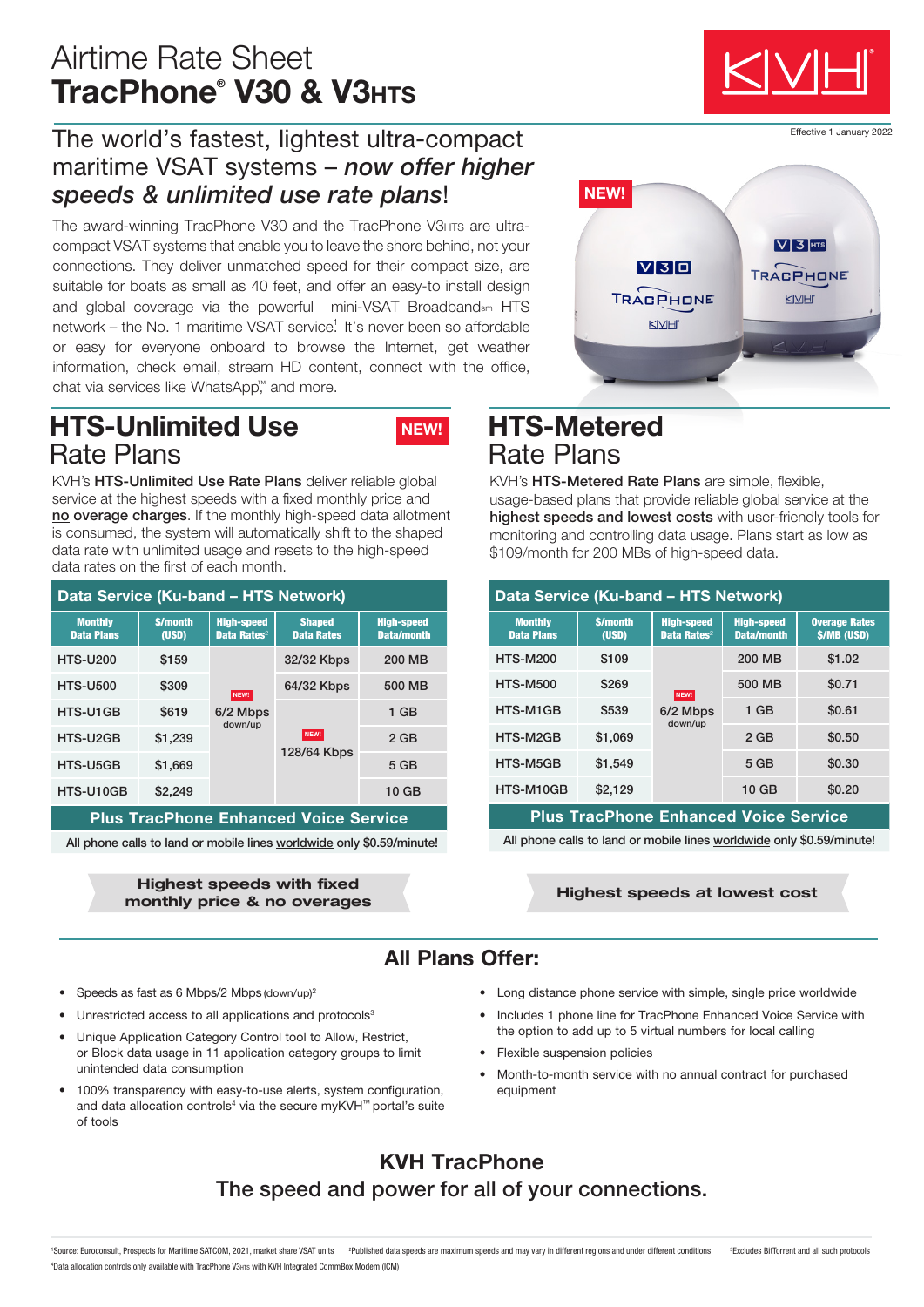# Airtime Rate Sheet
# TracPhone® V30 & V3HTS

Effective 1 January 2022

## The world's fastest, lightest ultra-compact maritime VSAT systems – *now offer higher speeds & unlimited use rate plans*!

The award-winning TracPhone V30 and the TracPhone V3HTS are ultra-compact VSAT systems that enable you to leave the shore behind, not your connections. They deliver unmatched speed for their compact size, are suitable for boats as small as 40 feet, and offer an easy-to install design and global coverage via the powerful mini-VSAT Broadbandsm HTS network – the No. 1 maritime VSAT service[1]. It's never been so affordable or easy for everyone onboard to browse the Internet, get weather information, check email, stream HD content, connect with the office, chat via services like WhatsApp,™ and more.

## HTS-Unlimited Use Rate Plans NEW!

KVH's **HTS-Unlimited Use Rate Plans** deliver reliable global service at the highest speeds with a fixed monthly price and **no overage charges**. If the monthly high-speed data allotment is consumed, the system will automatically shift to the shaped data rate with unlimited usage and resets to the high-speed data rates on the first of each month.

**Data Service (Ku-band – HTS Network)**

| Monthly Data Plans | $/month (USD) | High-speed Data Rates[2] | Shaped Data Rates | High-speed Data/month |
|---|---|---|---|---|
| HTS-U200 | $159 | NEW! 6/2 Mbps down/up | 32/32 Kbps | 200 MB |
| HTS-U500 | $309 | | 64/32 Kbps | 500 MB |
| HTS-U1GB | $619 | | NEW! 128/64 Kbps | 1 GB |
| HTS-U2GB | $1,239 | | | 2 GB |
| HTS-U5GB | $1,669 | | | 5 GB |
| HTS-U10GB | $2,249 | | | 10 GB |

**Plus TracPhone Enhanced Voice Service**

All phone calls to land or mobile lines worldwide only $0.59/minute!

**Highest speeds with fixed monthly price & no overages**

## HTS-Metered Rate Plans

KVH's **HTS-Metered Rate Plans** are simple, flexible, usage-based plans that provide reliable global service at the **highest speeds and lowest costs** with user-friendly tools for monitoring and controlling data usage. Plans start as low as $109/month for 200 MBs of high-speed data.

**Data Service (Ku-band – HTS Network)**

| Monthly Data Plans | $/month (USD) | High-speed Data Rates[2] | High-speed Data/month | Overage Rates $/MB (USD) |
|---|---|---|---|---|
| HTS-M200 | $109 | NEW! 6/2 Mbps down/up | 200 MB | $1.02 |
| HTS-M500 | $269 | | 500 MB | $0.71 |
| HTS-M1GB | $539 | | 1 GB | $0.61 |
| HTS-M2GB | $1,069 | | 2 GB | $0.50 |
| HTS-M5GB | $1,549 | | 5 GB | $0.30 |
| HTS-M10GB | $2,129 | | 10 GB | $0.20 |

**Plus TracPhone Enhanced Voice Service**

All phone calls to land or mobile lines worldwide only $0.59/minute!

**Highest speeds at lowest cost**

## All Plans Offer:

- Speeds as fast as 6 Mbps/2 Mbps (down/up)[2]
- Unrestricted access to all applications and protocols[3]
- Unique Application Category Control tool to Allow, Restrict, or Block data usage in 11 application category groups to limit unintended data consumption
- 100% transparency with easy-to-use alerts, system configuration, and data allocation controls[4] via the secure myKVH™ portal's suite of tools
- Long distance phone service with simple, single price worldwide
- Includes 1 phone line for TracPhone Enhanced Voice Service with the option to add up to 5 virtual numbers for local calling
- Flexible suspension policies
- Month-to-month service with no annual contract for purchased equipment

## KVH TracPhone
## The speed and power for all of your connections.

[1]Source: Euroconsult, Prospects for Maritime SATCOM, 2021, market share VSAT units [2]Published data speeds are maximum speeds and may vary in different regions and under different conditions [3]Excludes BitTorrent and all such protocols
[4]Data allocation controls only available with TracPhone V3HTS with KVH Integrated CommBox Modem (ICM)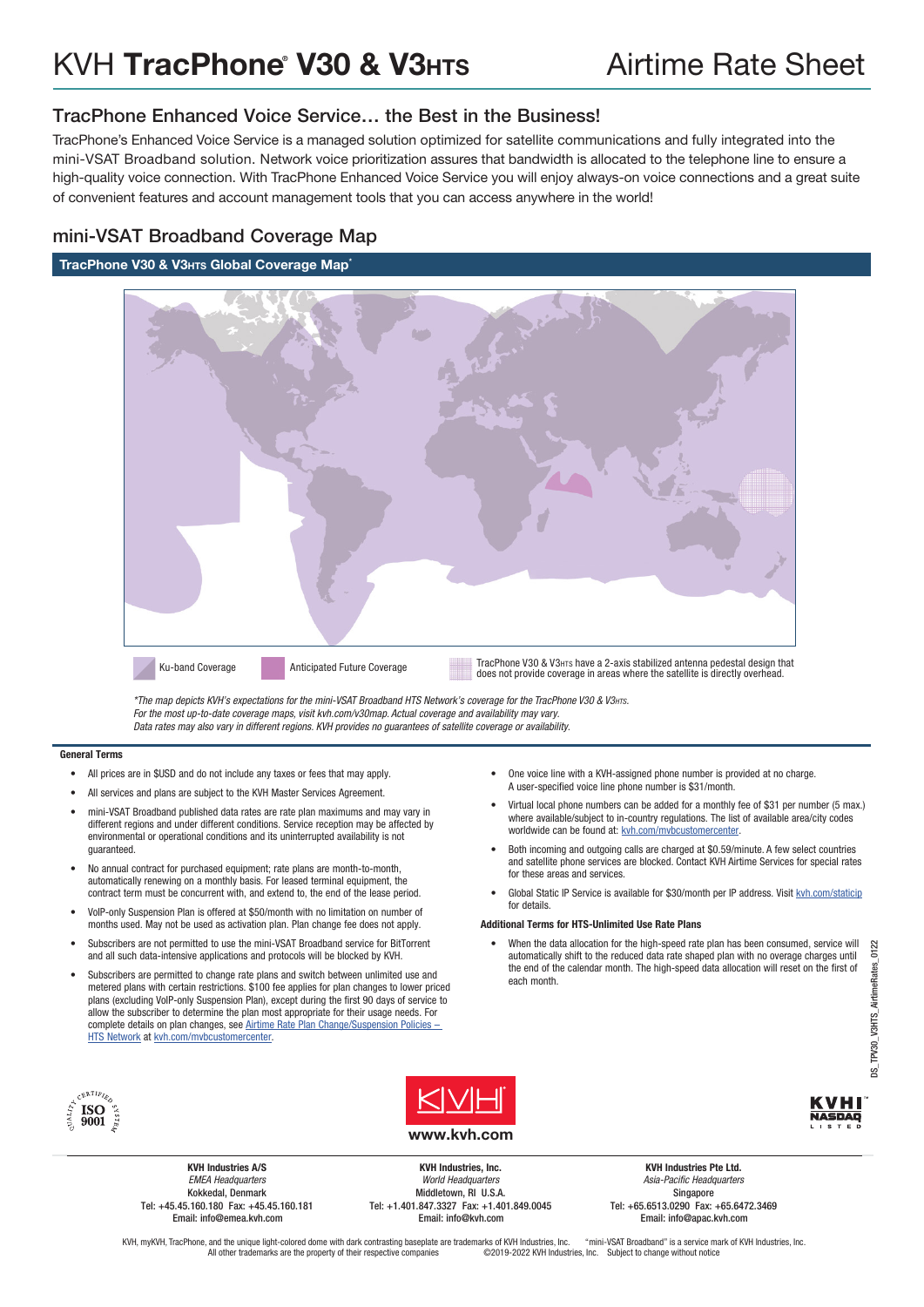# KVH **TracPhone® V30 & V3HTS** Airtime Rate Sheet

## TracPhone Enhanced Voice Service… the Best in the Business!

TracPhone's Enhanced Voice Service is a managed solution optimized for satellite communications and fully integrated into the mini-VSAT Broadband solution. Network voice prioritization assures that bandwidth is allocated to the telephone line to ensure a high-quality voice connection. With TracPhone Enhanced Voice Service you will enjoy always-on voice connections and a great suite of convenient features and account management tools that you can access anywhere in the world!

## mini-VSAT Broadband Coverage Map

**TracPhone V30 & V3HTS Global Coverage Map***

Ku-band Coverage

Anticipated Future Coverage

TracPhone V30 & V3HTS have a 2-axis stabilized antenna pedestal design that does not provide coverage in areas where the satellite is directly overhead.

*\*The map depicts KVH's expectations for the mini-VSAT Broadband HTS Network's coverage for the TracPhone V30 & V3HTS. For the most up-to-date coverage maps, visit kvh.com/v30map. Actual coverage and availability may vary. Data rates may also vary in different regions. KVH provides no guarantees of satellite coverage or availability.*

#### General Terms

- All prices are in $USD and do not include any taxes or fees that may apply.
- All services and plans are subject to the KVH Master Services Agreement.
- mini-VSAT Broadband published data rates are rate plan maximums and may vary in different regions and under different conditions. Service reception may be affected by environmental or operational conditions and its uninterrupted availability is not guaranteed.
- No annual contract for purchased equipment; rate plans are month-to-month, automatically renewing on a monthly basis. For leased terminal equipment, the contract term must be concurrent with, and extend to, the end of the lease period.
- VoIP-only Suspension Plan is offered at $50/month with no limitation on number of months used. May not be used as activation plan. Plan change fee does not apply.
- Subscribers are not permitted to use the mini-VSAT Broadband service for BitTorrent and all such data-intensive applications and protocols will be blocked by KVH.
- Subscribers are permitted to change rate plans and switch between unlimited use and metered plans with certain restrictions. $100 fee applies for plan changes to lower priced plans (excluding VoIP-only Suspension Plan), except during the first 90 days of service to allow the subscriber to determine the plan most appropriate for their usage needs. For complete details on plan changes, see Airtime Rate Plan Change/Suspension Policies – HTS Network at kvh.com/mvbcustomercenter.
- One voice line with a KVH-assigned phone number is provided at no charge. A user-specified voice line phone number is $31/month.
- Virtual local phone numbers can be added for a monthly fee of $31 per number (5 max.) where available/subject to in-country regulations. The list of available area/city codes worldwide can be found at: kvh.com/mvbcustomercenter.
- Both incoming and outgoing calls are charged at $0.59/minute. A few select countries and satellite phone services are blocked. Contact KVH Airtime Services for special rates for these areas and services.
- Global Static IP Service is available for $30/month per IP address. Visit kvh.com/staticip for details.

#### Additional Terms for HTS-Unlimited Use Rate Plans

- When the data allocation for the high-speed rate plan has been consumed, service will automatically shift to the reduced data rate shaped plan with no overage charges until the end of the calendar month. The high-speed data allocation will reset on the first of each month.

DS_TPV30_V3HTS_AirtimeRates_0122

www.kvh.com

**KVH Industries A/S**
*EMEA Headquarters*
Kokkedal, Denmark
Tel: +45.45.160.180 Fax: +45.45.160.181
Email: info@emea.kvh.com

**KVH Industries, Inc.**
*World Headquarters*
Middletown, RI U.S.A.
Tel: +1.401.847.3327 Fax: +1.401.849.0045
Email: info@kvh.com

**KVH Industries Pte Ltd.**
*Asia-Pacific Headquarters*
Singapore
Tel: +65.6513.0290 Fax: +65.6472.3469
Email: info@apac.kvh.com

KVH, myKVH, TracPhone, and the unique light-colored dome with dark contrasting baseplate are trademarks of KVH Industries, Inc. "mini-VSAT Broadband" is a service mark of KVH Industries, Inc. All other trademarks are the property of their respective companies ©2019-2022 KVH Industries, Inc. Subject to change without notice